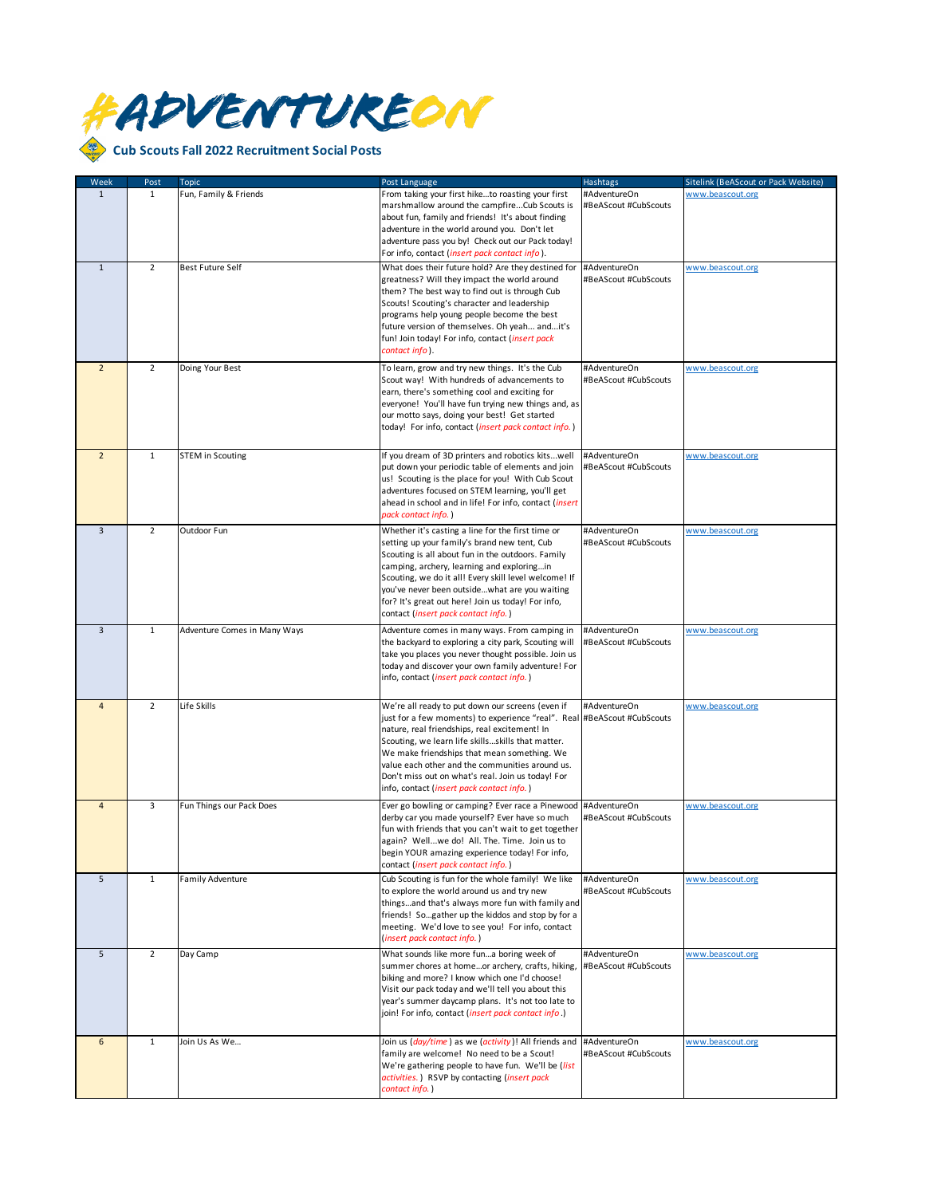# #ADVENTUREON

## Cub Scouts Fall 2022 Recruitment Social Posts

| Week | Post | Topic | Post Language | Hashtags | Sitelink (BeAScout or Pack Website) |
|---|---|---|---|---|---|
| 1 | 1 | Fun, Family & Friends | From taking your first hike…to roasting your first marshmallow around the campfire…Cub Scouts is about fun, family and friends! It's about finding adventure in the world around you. Don't let adventure pass you by! Check out our Pack today! For info, contact (*insert pack contact info*). | #AdventureOn #BeAScout #CubScouts | www.beascout.org |
| 1 | 2 | Best Future Self | What does their future hold? Are they destined for greatness? Will they impact the world around them? The best way to find out is through Cub Scouts! Scouting's character and leadership programs help young people become the best future version of themselves. Oh yeah… and…it's fun! Join today! For info, contact (*insert pack contact info*). | #AdventureOn #BeAScout #CubScouts | www.beascout.org |
| 2 | 2 | Doing Your Best | To learn, grow and try new things. It's the Cub Scout way! With hundreds of advancements to earn, there's something cool and exciting for everyone! You'll have fun trying new things and, as our motto says, doing your best! Get started today! For info, contact (*insert pack contact info.*) | #AdventureOn #BeAScout #CubScouts | www.beascout.org |
| 2 | 1 | STEM in Scouting | If you dream of 3D printers and robotics kits…well put down your periodic table of elements and join us! Scouting is the place for you! With Cub Scout adventures focused on STEM learning, you'll get ahead in school and in life! For info, contact (*insert pack contact info.*) | #AdventureOn #BeAScout #CubScouts | www.beascout.org |
| 3 | 2 | Outdoor Fun | Whether it's casting a line for the first time or setting up your family's brand new tent, Cub Scouting is all about fun in the outdoors. Family camping, archery, learning and exploring…in Scouting, we do it all! Every skill level welcome! If you've never been outside…what are you waiting for? It's great out here! Join us today! For info, contact (*insert pack contact info.*) | #AdventureOn #BeAScout #CubScouts | www.beascout.org |
| 3 | 1 | Adventure Comes in Many Ways | Adventure comes in many ways. From camping in the backyard to exploring a city park, Scouting will take you places you never thought possible. Join us today and discover your own family adventure! For info, contact (*insert pack contact info.*) | #AdventureOn #BeAScout #CubScouts | www.beascout.org |
| 4 | 2 | Life Skills | We're all ready to put down our screens (even if just for a few moments) to experience "real". Real nature, real friendships, real excitement! In Scouting, we learn life skills…skills that matter. We make friendships that mean something. We value each other and the communities around us. Don't miss out on what's real. Join us today! For info, contact (*insert pack contact info.*) | #AdventureOn #BeAScout #CubScouts | www.beascout.org |
| 4 | 3 | Fun Things our Pack Does | Ever go bowling or camping? Ever race a Pinewood derby car you made yourself? Ever have so much fun with friends that you can't wait to get together again? Well…we do! All. The. Time. Join us to begin YOUR amazing experience today! For info, contact (*insert pack contact info.*) | #AdventureOn #BeAScout #CubScouts | www.beascout.org |
| 5 | 1 | Family Adventure | Cub Scouting is fun for the whole family! We like to explore the world around us and try new things…and that's always more fun with family and friends! So…gather up the kiddos and stop by for a meeting. We'd love to see you! For info, contact (*insert pack contact info.*) | #AdventureOn #BeAScout #CubScouts | www.beascout.org |
| 5 | 2 | Day Camp | What sounds like more fun…a boring week of summer chores at home…or archery, crafts, hiking, biking and more? I know which one I'd choose! Visit our pack today and we'll tell you about this year's summer daycamp plans. It's not too late to join! For info, contact (*insert pack contact info*.) | #AdventureOn #BeAScout #CubScouts | www.beascout.org |
| 6 | 1 | Join Us As We… | Join us (*day/time*) as we (*activity*)! All friends and family are welcome! No need to be a Scout! We're gathering people to have fun. We'll be (*list activities.*) RSVP by contacting (*insert pack contact info.*) | #AdventureOn #BeAScout #CubScouts | www.beascout.org |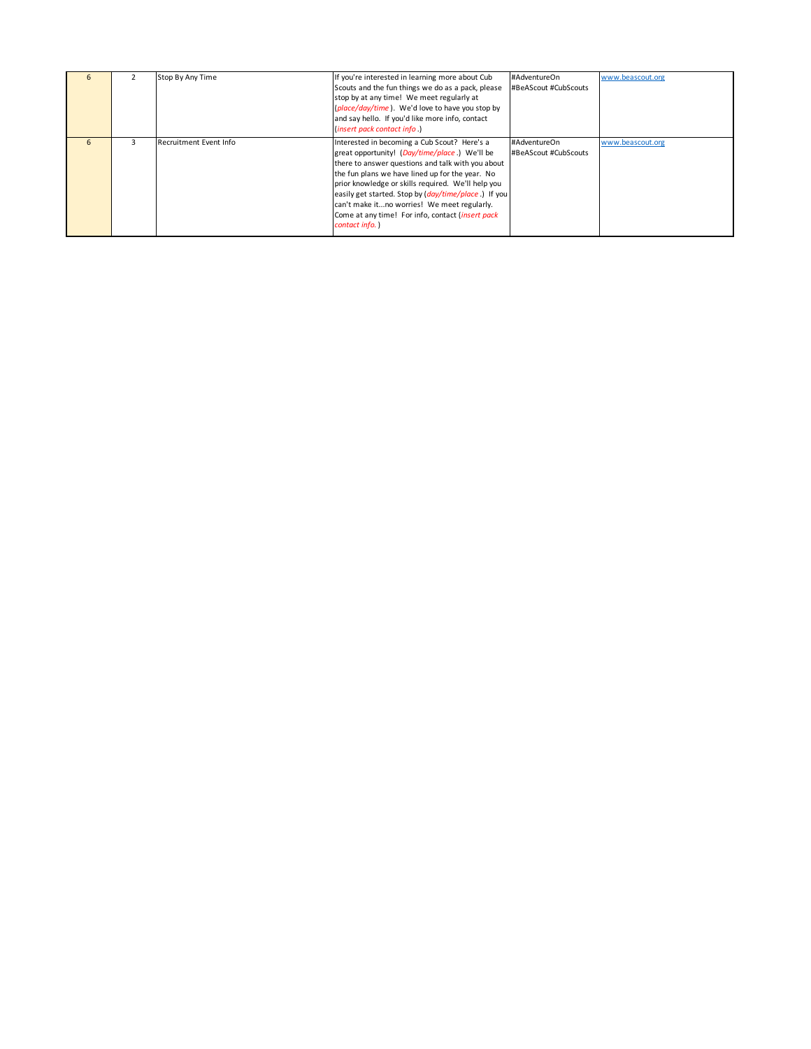| | | | | | |
|---|---|---|---|---|---|
| 6 | 2 | Stop By Any Time | If you're interested in learning more about Cub Scouts and the fun things we do as a pack, please stop by at any time! We meet regularly at (*place/day/time*). We'd love to have you stop by and say hello. If you'd like more info, contact (*insert pack contact info*.) | #AdventureOn #BeAScout #CubScouts | www.beascout.org |
| 6 | 3 | Recruitment Event Info | Interested in becoming a Cub Scout? Here's a great opportunity! (*Day/time/place*.) We'll be there to answer questions and talk with you about the fun plans we have lined up for the year. No prior knowledge or skills required. We'll help you easily get started. Stop by (*day/time/place*.) If you can't make it...no worries! We meet regularly. Come at any time! For info, contact (*insert pack contact info.*) | #AdventureOn #BeAScout #CubScouts | www.beascout.org |